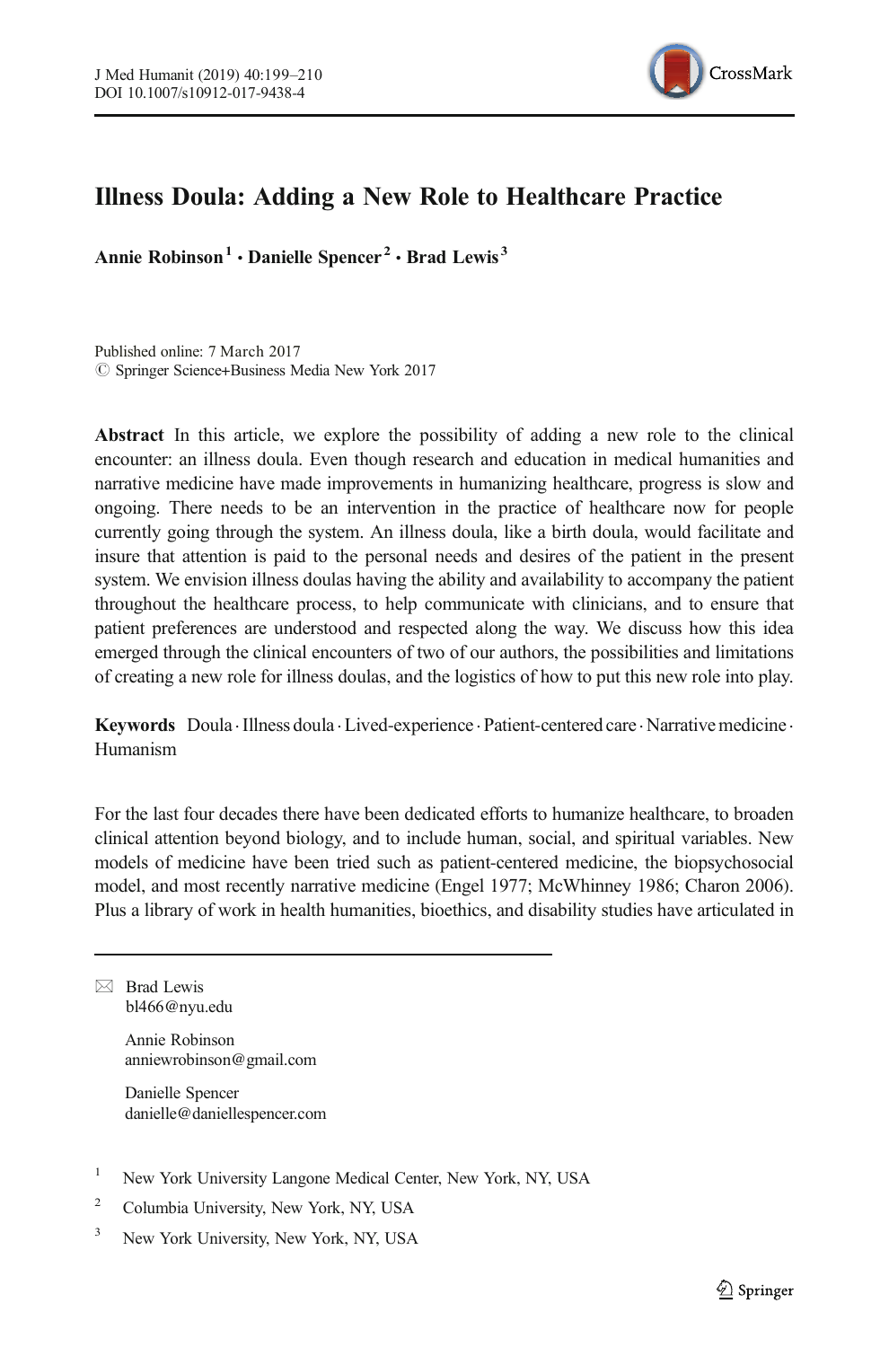# Illness Doula: Adding a New Role to Healthcare Practice

**Annie Robinson**[1] **· Danielle Spencer**[2] **· Brad Lewis**[3]

Published online: 7 March 2017
© Springer Science+Business Media New York 2017

**Abstract** In this article, we explore the possibility of adding a new role to the clinical encounter: an illness doula. Even though research and education in medical humanities and narrative medicine have made improvements in humanizing healthcare, progress is slow and ongoing. There needs to be an intervention in the practice of healthcare now for people currently going through the system. An illness doula, like a birth doula, would facilitate and insure that attention is paid to the personal needs and desires of the patient in the present system. We envision illness doulas having the ability and availability to accompany the patient throughout the healthcare process, to help communicate with clinicians, and to ensure that patient preferences are understood and respected along the way. We discuss how this idea emerged through the clinical encounters of two of our authors, the possibilities and limitations of creating a new role for illness doulas, and the logistics of how to put this new role into play.

**Keywords** Doula · Illness doula · Lived-experience · Patient-centered care · Narrative medicine · Humanism

For the last four decades there have been dedicated efforts to humanize healthcare, to broaden clinical attention beyond biology, and to include human, social, and spiritual variables. New models of medicine have been tried such as patient-centered medicine, the biopsychosocial model, and most recently narrative medicine (Engel 1977; McWhinney 1986; Charon 2006). Plus a library of work in health humanities, bioethics, and disability studies have articulated in

---

✉ Brad Lewis
bl466@nyu.edu

Annie Robinson
anniewrobinson@gmail.com

Danielle Spencer
danielle@daniellespencer.com

[1] New York University Langone Medical Center, New York, NY, USA

[2] Columbia University, New York, NY, USA

[3] New York University, New York, NY, USA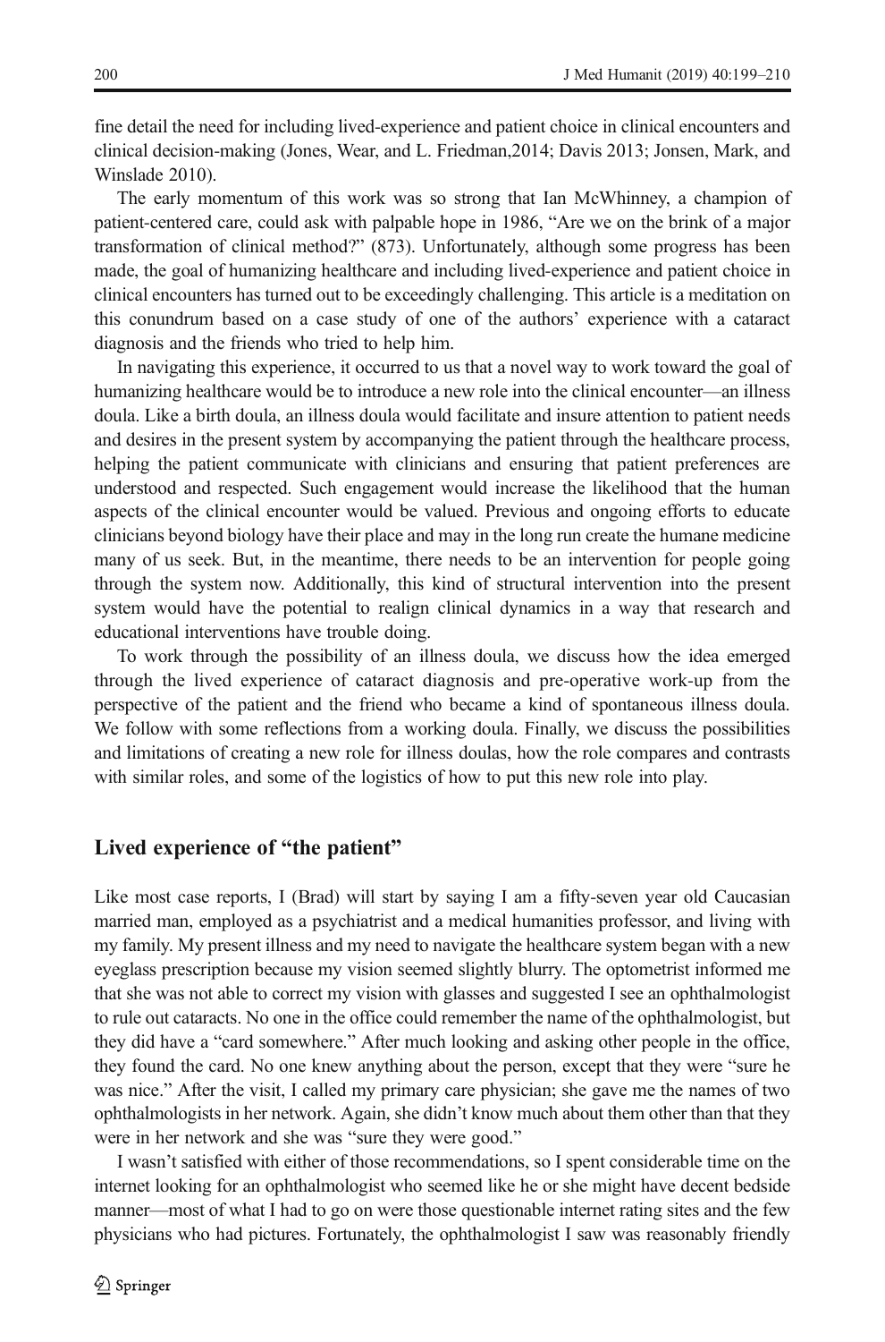fine detail the need for including lived-experience and patient choice in clinical encounters and clinical decision-making (Jones, Wear, and L. Friedman,2014; Davis 2013; Jonsen, Mark, and Winslade 2010).

The early momentum of this work was so strong that Ian McWhinney, a champion of patient-centered care, could ask with palpable hope in 1986, "Are we on the brink of a major transformation of clinical method?" (873). Unfortunately, although some progress has been made, the goal of humanizing healthcare and including lived-experience and patient choice in clinical encounters has turned out to be exceedingly challenging. This article is a meditation on this conundrum based on a case study of one of the authors' experience with a cataract diagnosis and the friends who tried to help him.

In navigating this experience, it occurred to us that a novel way to work toward the goal of humanizing healthcare would be to introduce a new role into the clinical encounter—an illness doula. Like a birth doula, an illness doula would facilitate and insure attention to patient needs and desires in the present system by accompanying the patient through the healthcare process, helping the patient communicate with clinicians and ensuring that patient preferences are understood and respected. Such engagement would increase the likelihood that the human aspects of the clinical encounter would be valued. Previous and ongoing efforts to educate clinicians beyond biology have their place and may in the long run create the humane medicine many of us seek. But, in the meantime, there needs to be an intervention for people going through the system now. Additionally, this kind of structural intervention into the present system would have the potential to realign clinical dynamics in a way that research and educational interventions have trouble doing.

To work through the possibility of an illness doula, we discuss how the idea emerged through the lived experience of cataract diagnosis and pre-operative work-up from the perspective of the patient and the friend who became a kind of spontaneous illness doula. We follow with some reflections from a working doula. Finally, we discuss the possibilities and limitations of creating a new role for illness doulas, how the role compares and contrasts with similar roles, and some of the logistics of how to put this new role into play.

## Lived experience of "the patient"

Like most case reports, I (Brad) will start by saying I am a fifty-seven year old Caucasian married man, employed as a psychiatrist and a medical humanities professor, and living with my family. My present illness and my need to navigate the healthcare system began with a new eyeglass prescription because my vision seemed slightly blurry. The optometrist informed me that she was not able to correct my vision with glasses and suggested I see an ophthalmologist to rule out cataracts. No one in the office could remember the name of the ophthalmologist, but they did have a "card somewhere." After much looking and asking other people in the office, they found the card. No one knew anything about the person, except that they were "sure he was nice." After the visit, I called my primary care physician; she gave me the names of two ophthalmologists in her network. Again, she didn't know much about them other than that they were in her network and she was "sure they were good."

I wasn't satisfied with either of those recommendations, so I spent considerable time on the internet looking for an ophthalmologist who seemed like he or she might have decent bedside manner—most of what I had to go on were those questionable internet rating sites and the few physicians who had pictures. Fortunately, the ophthalmologist I saw was reasonably friendly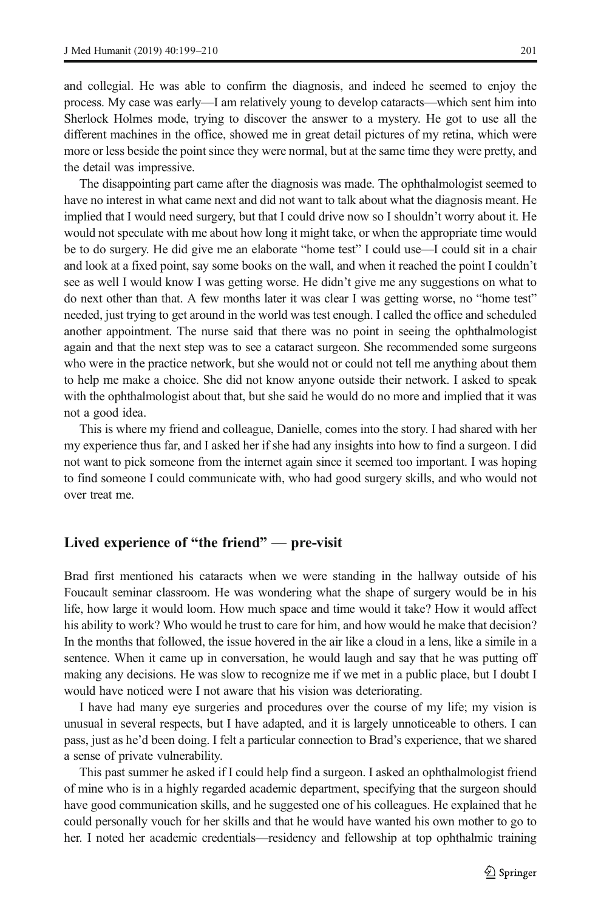and collegial. He was able to confirm the diagnosis, and indeed he seemed to enjoy the process. My case was early—I am relatively young to develop cataracts—which sent him into Sherlock Holmes mode, trying to discover the answer to a mystery. He got to use all the different machines in the office, showed me in great detail pictures of my retina, which were more or less beside the point since they were normal, but at the same time they were pretty, and the detail was impressive.

The disappointing part came after the diagnosis was made. The ophthalmologist seemed to have no interest in what came next and did not want to talk about what the diagnosis meant. He implied that I would need surgery, but that I could drive now so I shouldn't worry about it. He would not speculate with me about how long it might take, or when the appropriate time would be to do surgery. He did give me an elaborate "home test" I could use—I could sit in a chair and look at a fixed point, say some books on the wall, and when it reached the point I couldn't see as well I would know I was getting worse. He didn't give me any suggestions on what to do next other than that. A few months later it was clear I was getting worse, no "home test" needed, just trying to get around in the world was test enough. I called the office and scheduled another appointment. The nurse said that there was no point in seeing the ophthalmologist again and that the next step was to see a cataract surgeon. She recommended some surgeons who were in the practice network, but she would not or could not tell me anything about them to help me make a choice. She did not know anyone outside their network. I asked to speak with the ophthalmologist about that, but she said he would do no more and implied that it was not a good idea.

This is where my friend and colleague, Danielle, comes into the story. I had shared with her my experience thus far, and I asked her if she had any insights into how to find a surgeon. I did not want to pick someone from the internet again since it seemed too important. I was hoping to find someone I could communicate with, who had good surgery skills, and who would not over treat me.

## Lived experience of "the friend" — pre-visit

Brad first mentioned his cataracts when we were standing in the hallway outside of his Foucault seminar classroom. He was wondering what the shape of surgery would be in his life, how large it would loom. How much space and time would it take? How it would affect his ability to work? Who would he trust to care for him, and how would he make that decision? In the months that followed, the issue hovered in the air like a cloud in a lens, like a simile in a sentence. When it came up in conversation, he would laugh and say that he was putting off making any decisions. He was slow to recognize me if we met in a public place, but I doubt I would have noticed were I not aware that his vision was deteriorating.

I have had many eye surgeries and procedures over the course of my life; my vision is unusual in several respects, but I have adapted, and it is largely unnoticeable to others. I can pass, just as he'd been doing. I felt a particular connection to Brad's experience, that we shared a sense of private vulnerability.

This past summer he asked if I could help find a surgeon. I asked an ophthalmologist friend of mine who is in a highly regarded academic department, specifying that the surgeon should have good communication skills, and he suggested one of his colleagues. He explained that he could personally vouch for her skills and that he would have wanted his own mother to go to her. I noted her academic credentials—residency and fellowship at top ophthalmic training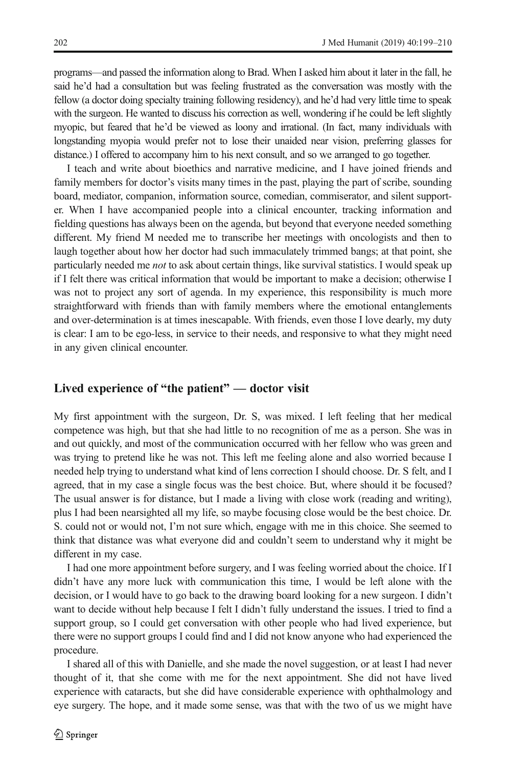programs—and passed the information along to Brad. When I asked him about it later in the fall, he said he'd had a consultation but was feeling frustrated as the conversation was mostly with the fellow (a doctor doing specialty training following residency), and he'd had very little time to speak with the surgeon. He wanted to discuss his correction as well, wondering if he could be left slightly myopic, but feared that he'd be viewed as loony and irrational. (In fact, many individuals with longstanding myopia would prefer not to lose their unaided near vision, preferring glasses for distance.) I offered to accompany him to his next consult, and so we arranged to go together.

I teach and write about bioethics and narrative medicine, and I have joined friends and family members for doctor's visits many times in the past, playing the part of scribe, sounding board, mediator, companion, information source, comedian, commiserator, and silent supporter. When I have accompanied people into a clinical encounter, tracking information and fielding questions has always been on the agenda, but beyond that everyone needed something different. My friend M needed me to transcribe her meetings with oncologists and then to laugh together about how her doctor had such immaculately trimmed bangs; at that point, she particularly needed me *not* to ask about certain things, like survival statistics. I would speak up if I felt there was critical information that would be important to make a decision; otherwise I was not to project any sort of agenda. In my experience, this responsibility is much more straightforward with friends than with family members where the emotional entanglements and over-determination is at times inescapable. With friends, even those I love dearly, my duty is clear: I am to be ego-less, in service to their needs, and responsive to what they might need in any given clinical encounter.

## Lived experience of "the patient" — doctor visit

My first appointment with the surgeon, Dr. S, was mixed. I left feeling that her medical competence was high, but that she had little to no recognition of me as a person. She was in and out quickly, and most of the communication occurred with her fellow who was green and was trying to pretend like he was not. This left me feeling alone and also worried because I needed help trying to understand what kind of lens correction I should choose. Dr. S felt, and I agreed, that in my case a single focus was the best choice. But, where should it be focused? The usual answer is for distance, but I made a living with close work (reading and writing), plus I had been nearsighted all my life, so maybe focusing close would be the best choice. Dr. S. could not or would not, I'm not sure which, engage with me in this choice. She seemed to think that distance was what everyone did and couldn't seem to understand why it might be different in my case.

I had one more appointment before surgery, and I was feeling worried about the choice. If I didn't have any more luck with communication this time, I would be left alone with the decision, or I would have to go back to the drawing board looking for a new surgeon. I didn't want to decide without help because I felt I didn't fully understand the issues. I tried to find a support group, so I could get conversation with other people who had lived experience, but there were no support groups I could find and I did not know anyone who had experienced the procedure.

I shared all of this with Danielle, and she made the novel suggestion, or at least I had never thought of it, that she come with me for the next appointment. She did not have lived experience with cataracts, but she did have considerable experience with ophthalmology and eye surgery. The hope, and it made some sense, was that with the two of us we might have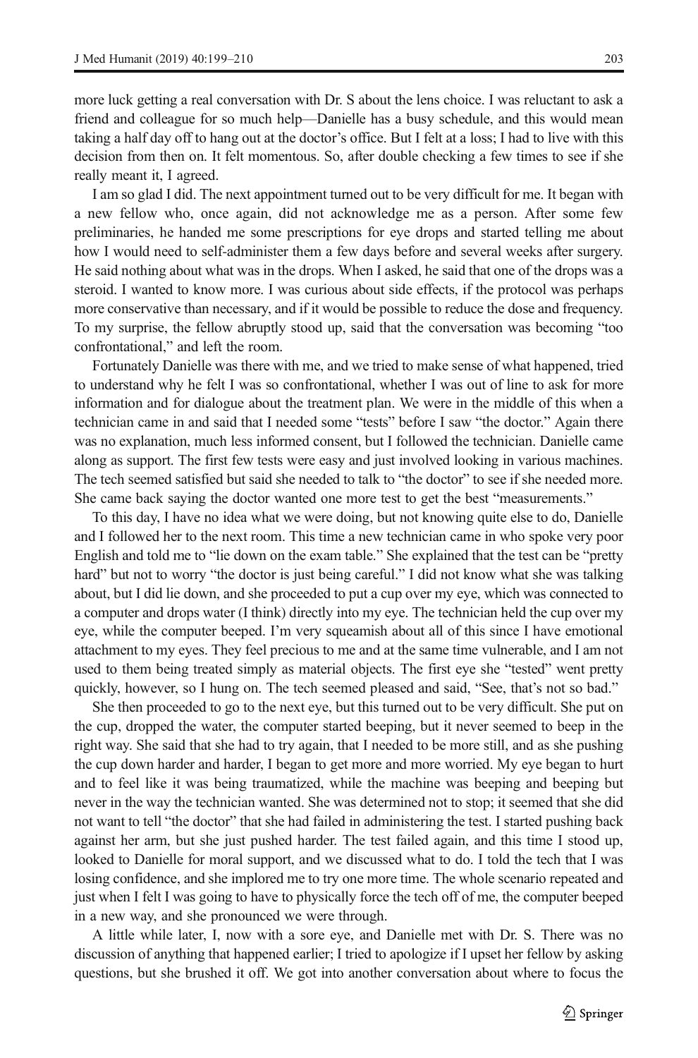more luck getting a real conversation with Dr. S about the lens choice. I was reluctant to ask a friend and colleague for so much help—Danielle has a busy schedule, and this would mean taking a half day off to hang out at the doctor's office. But I felt at a loss; I had to live with this decision from then on. It felt momentous. So, after double checking a few times to see if she really meant it, I agreed.

I am so glad I did. The next appointment turned out to be very difficult for me. It began with a new fellow who, once again, did not acknowledge me as a person. After some few preliminaries, he handed me some prescriptions for eye drops and started telling me about how I would need to self-administer them a few days before and several weeks after surgery. He said nothing about what was in the drops. When I asked, he said that one of the drops was a steroid. I wanted to know more. I was curious about side effects, if the protocol was perhaps more conservative than necessary, and if it would be possible to reduce the dose and frequency. To my surprise, the fellow abruptly stood up, said that the conversation was becoming "too confrontational," and left the room.

Fortunately Danielle was there with me, and we tried to make sense of what happened, tried to understand why he felt I was so confrontational, whether I was out of line to ask for more information and for dialogue about the treatment plan. We were in the middle of this when a technician came in and said that I needed some "tests" before I saw "the doctor." Again there was no explanation, much less informed consent, but I followed the technician. Danielle came along as support. The first few tests were easy and just involved looking in various machines. The tech seemed satisfied but said she needed to talk to "the doctor" to see if she needed more. She came back saying the doctor wanted one more test to get the best "measurements."

To this day, I have no idea what we were doing, but not knowing quite else to do, Danielle and I followed her to the next room. This time a new technician came in who spoke very poor English and told me to "lie down on the exam table." She explained that the test can be "pretty hard" but not to worry "the doctor is just being careful." I did not know what she was talking about, but I did lie down, and she proceeded to put a cup over my eye, which was connected to a computer and drops water (I think) directly into my eye. The technician held the cup over my eye, while the computer beeped. I'm very squeamish about all of this since I have emotional attachment to my eyes. They feel precious to me and at the same time vulnerable, and I am not used to them being treated simply as material objects. The first eye she "tested" went pretty quickly, however, so I hung on. The tech seemed pleased and said, "See, that's not so bad."

She then proceeded to go to the next eye, but this turned out to be very difficult. She put on the cup, dropped the water, the computer started beeping, but it never seemed to beep in the right way. She said that she had to try again, that I needed to be more still, and as she pushing the cup down harder and harder, I began to get more and more worried. My eye began to hurt and to feel like it was being traumatized, while the machine was beeping and beeping but never in the way the technician wanted. She was determined not to stop; it seemed that she did not want to tell "the doctor" that she had failed in administering the test. I started pushing back against her arm, but she just pushed harder. The test failed again, and this time I stood up, looked to Danielle for moral support, and we discussed what to do. I told the tech that I was losing confidence, and she implored me to try one more time. The whole scenario repeated and just when I felt I was going to have to physically force the tech off of me, the computer beeped in a new way, and she pronounced we were through.

A little while later, I, now with a sore eye, and Danielle met with Dr. S. There was no discussion of anything that happened earlier; I tried to apologize if I upset her fellow by asking questions, but she brushed it off. We got into another conversation about where to focus the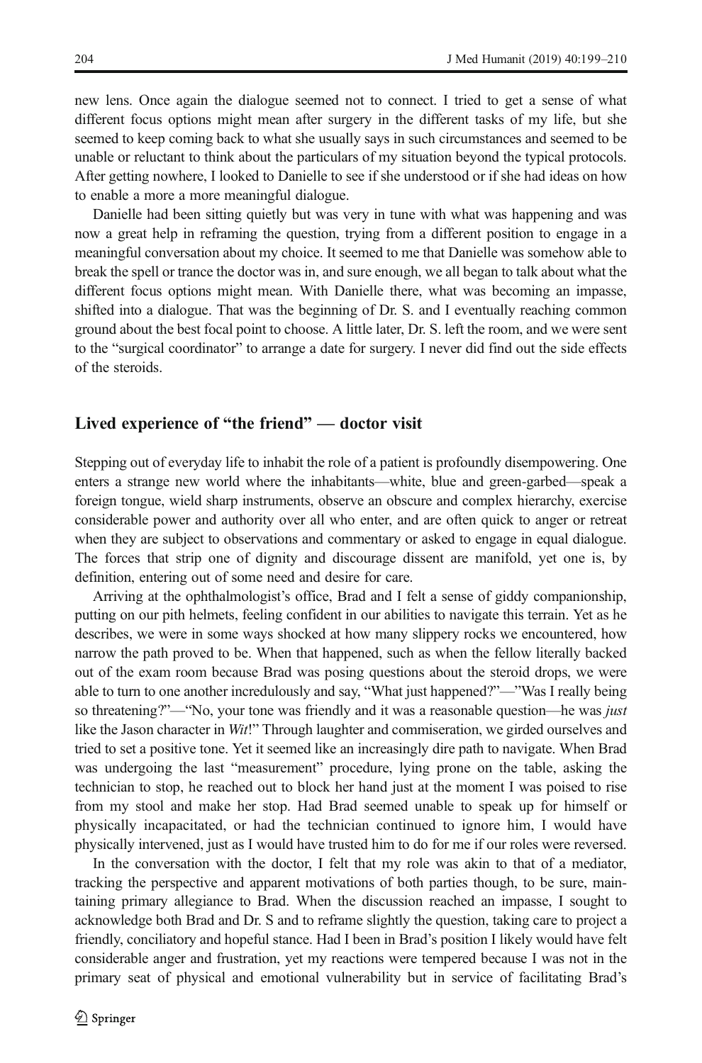new lens. Once again the dialogue seemed not to connect. I tried to get a sense of what different focus options might mean after surgery in the different tasks of my life, but she seemed to keep coming back to what she usually says in such circumstances and seemed to be unable or reluctant to think about the particulars of my situation beyond the typical protocols. After getting nowhere, I looked to Danielle to see if she understood or if she had ideas on how to enable a more a more meaningful dialogue.

Danielle had been sitting quietly but was very in tune with what was happening and was now a great help in reframing the question, trying from a different position to engage in a meaningful conversation about my choice. It seemed to me that Danielle was somehow able to break the spell or trance the doctor was in, and sure enough, we all began to talk about what the different focus options might mean. With Danielle there, what was becoming an impasse, shifted into a dialogue. That was the beginning of Dr. S. and I eventually reaching common ground about the best focal point to choose. A little later, Dr. S. left the room, and we were sent to the "surgical coordinator" to arrange a date for surgery. I never did find out the side effects of the steroids.

## Lived experience of "the friend" — doctor visit

Stepping out of everyday life to inhabit the role of a patient is profoundly disempowering. One enters a strange new world where the inhabitants—white, blue and green-garbed—speak a foreign tongue, wield sharp instruments, observe an obscure and complex hierarchy, exercise considerable power and authority over all who enter, and are often quick to anger or retreat when they are subject to observations and commentary or asked to engage in equal dialogue. The forces that strip one of dignity and discourage dissent are manifold, yet one is, by definition, entering out of some need and desire for care.

Arriving at the ophthalmologist's office, Brad and I felt a sense of giddy companionship, putting on our pith helmets, feeling confident in our abilities to navigate this terrain. Yet as he describes, we were in some ways shocked at how many slippery rocks we encountered, how narrow the path proved to be. When that happened, such as when the fellow literally backed out of the exam room because Brad was posing questions about the steroid drops, we were able to turn to one another incredulously and say, "What just happened?"—"Was I really being so threatening?"—"No, your tone was friendly and it was a reasonable question—he was *just* like the Jason character in *Wit*!" Through laughter and commiseration, we girded ourselves and tried to set a positive tone. Yet it seemed like an increasingly dire path to navigate. When Brad was undergoing the last "measurement" procedure, lying prone on the table, asking the technician to stop, he reached out to block her hand just at the moment I was poised to rise from my stool and make her stop. Had Brad seemed unable to speak up for himself or physically incapacitated, or had the technician continued to ignore him, I would have physically intervened, just as I would have trusted him to do for me if our roles were reversed.

In the conversation with the doctor, I felt that my role was akin to that of a mediator, tracking the perspective and apparent motivations of both parties though, to be sure, maintaining primary allegiance to Brad. When the discussion reached an impasse, I sought to acknowledge both Brad and Dr. S and to reframe slightly the question, taking care to project a friendly, conciliatory and hopeful stance. Had I been in Brad's position I likely would have felt considerable anger and frustration, yet my reactions were tempered because I was not in the primary seat of physical and emotional vulnerability but in service of facilitating Brad's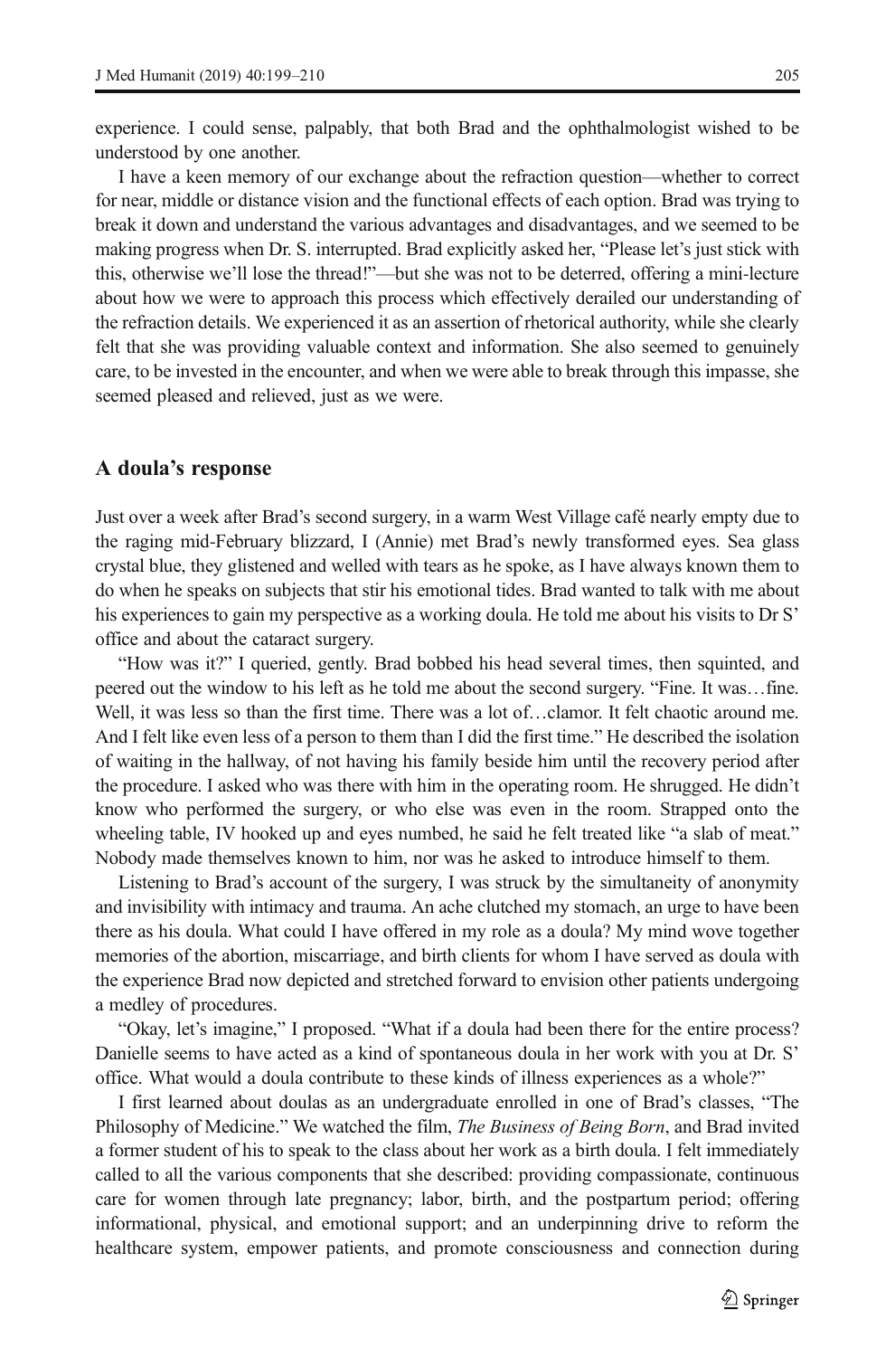experience. I could sense, palpably, that both Brad and the ophthalmologist wished to be understood by one another.

I have a keen memory of our exchange about the refraction question—whether to correct for near, middle or distance vision and the functional effects of each option. Brad was trying to break it down and understand the various advantages and disadvantages, and we seemed to be making progress when Dr. S. interrupted. Brad explicitly asked her, "Please let's just stick with this, otherwise we'll lose the thread!"—but she was not to be deterred, offering a mini-lecture about how we were to approach this process which effectively derailed our understanding of the refraction details. We experienced it as an assertion of rhetorical authority, while she clearly felt that she was providing valuable context and information. She also seemed to genuinely care, to be invested in the encounter, and when we were able to break through this impasse, she seemed pleased and relieved, just as we were.

## A doula's response

Just over a week after Brad's second surgery, in a warm West Village café nearly empty due to the raging mid-February blizzard, I (Annie) met Brad's newly transformed eyes. Sea glass crystal blue, they glistened and welled with tears as he spoke, as I have always known them to do when he speaks on subjects that stir his emotional tides. Brad wanted to talk with me about his experiences to gain my perspective as a working doula. He told me about his visits to Dr S' office and about the cataract surgery.

"How was it?" I queried, gently. Brad bobbed his head several times, then squinted, and peered out the window to his left as he told me about the second surgery. "Fine. It was…fine. Well, it was less so than the first time. There was a lot of…clamor. It felt chaotic around me. And I felt like even less of a person to them than I did the first time." He described the isolation of waiting in the hallway, of not having his family beside him until the recovery period after the procedure. I asked who was there with him in the operating room. He shrugged. He didn't know who performed the surgery, or who else was even in the room. Strapped onto the wheeling table, IV hooked up and eyes numbed, he said he felt treated like "a slab of meat." Nobody made themselves known to him, nor was he asked to introduce himself to them.

Listening to Brad's account of the surgery, I was struck by the simultaneity of anonymity and invisibility with intimacy and trauma. An ache clutched my stomach, an urge to have been there as his doula. What could I have offered in my role as a doula? My mind wove together memories of the abortion, miscarriage, and birth clients for whom I have served as doula with the experience Brad now depicted and stretched forward to envision other patients undergoing a medley of procedures.

"Okay, let's imagine," I proposed. "What if a doula had been there for the entire process? Danielle seems to have acted as a kind of spontaneous doula in her work with you at Dr. S' office. What would a doula contribute to these kinds of illness experiences as a whole?"

I first learned about doulas as an undergraduate enrolled in one of Brad's classes, "The Philosophy of Medicine." We watched the film, *The Business of Being Born*, and Brad invited a former student of his to speak to the class about her work as a birth doula. I felt immediately called to all the various components that she described: providing compassionate, continuous care for women through late pregnancy; labor, birth, and the postpartum period; offering informational, physical, and emotional support; and an underpinning drive to reform the healthcare system, empower patients, and promote consciousness and connection during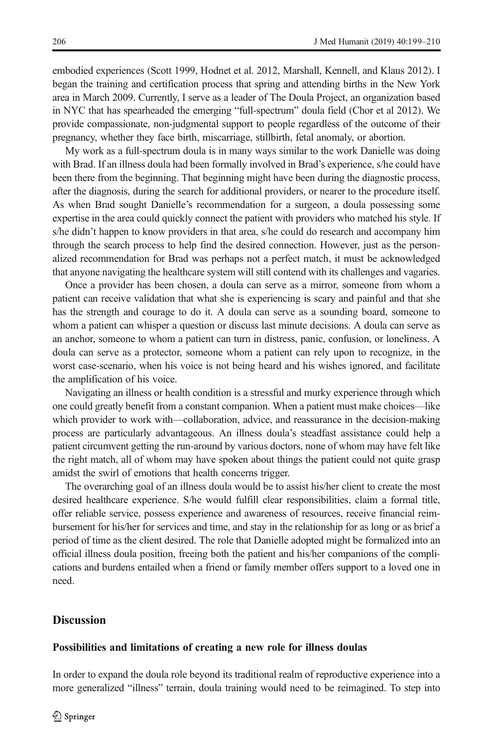embodied experiences (Scott 1999, Hodnet et al. 2012, Marshall, Kennell, and Klaus 2012). I began the training and certification process that spring and attending births in the New York area in March 2009. Currently, I serve as a leader of The Doula Project, an organization based in NYC that has spearheaded the emerging "full-spectrum" doula field (Chor et al 2012). We provide compassionate, non-judgmental support to people regardless of the outcome of their pregnancy, whether they face birth, miscarriage, stillbirth, fetal anomaly, or abortion.

My work as a full-spectrum doula is in many ways similar to the work Danielle was doing with Brad. If an illness doula had been formally involved in Brad's experience, s/he could have been there from the beginning. That beginning might have been during the diagnostic process, after the diagnosis, during the search for additional providers, or nearer to the procedure itself. As when Brad sought Danielle's recommendation for a surgeon, a doula possessing some expertise in the area could quickly connect the patient with providers who matched his style. If s/he didn't happen to know providers in that area, s/he could do research and accompany him through the search process to help find the desired connection. However, just as the personalized recommendation for Brad was perhaps not a perfect match, it must be acknowledged that anyone navigating the healthcare system will still contend with its challenges and vagaries.

Once a provider has been chosen, a doula can serve as a mirror, someone from whom a patient can receive validation that what she is experiencing is scary and painful and that she has the strength and courage to do it. A doula can serve as a sounding board, someone to whom a patient can whisper a question or discuss last minute decisions. A doula can serve as an anchor, someone to whom a patient can turn in distress, panic, confusion, or loneliness. A doula can serve as a protector, someone whom a patient can rely upon to recognize, in the worst case-scenario, when his voice is not being heard and his wishes ignored, and facilitate the amplification of his voice.

Navigating an illness or health condition is a stressful and murky experience through which one could greatly benefit from a constant companion. When a patient must make choices—like which provider to work with—collaboration, advice, and reassurance in the decision-making process are particularly advantageous. An illness doula's steadfast assistance could help a patient circumvent getting the run-around by various doctors, none of whom may have felt like the right match, all of whom may have spoken about things the patient could not quite grasp amidst the swirl of emotions that health concerns trigger.

The overarching goal of an illness doula would be to assist his/her client to create the most desired healthcare experience. S/he would fulfill clear responsibilities, claim a formal title, offer reliable service, possess experience and awareness of resources, receive financial reimbursement for his/her for services and time, and stay in the relationship for as long or as brief a period of time as the client desired. The role that Danielle adopted might be formalized into an official illness doula position, freeing both the patient and his/her companions of the complications and burdens entailed when a friend or family member offers support to a loved one in need.

## Discussion

### Possibilities and limitations of creating a new role for illness doulas

In order to expand the doula role beyond its traditional realm of reproductive experience into a more generalized "illness" terrain, doula training would need to be reimagined. To step into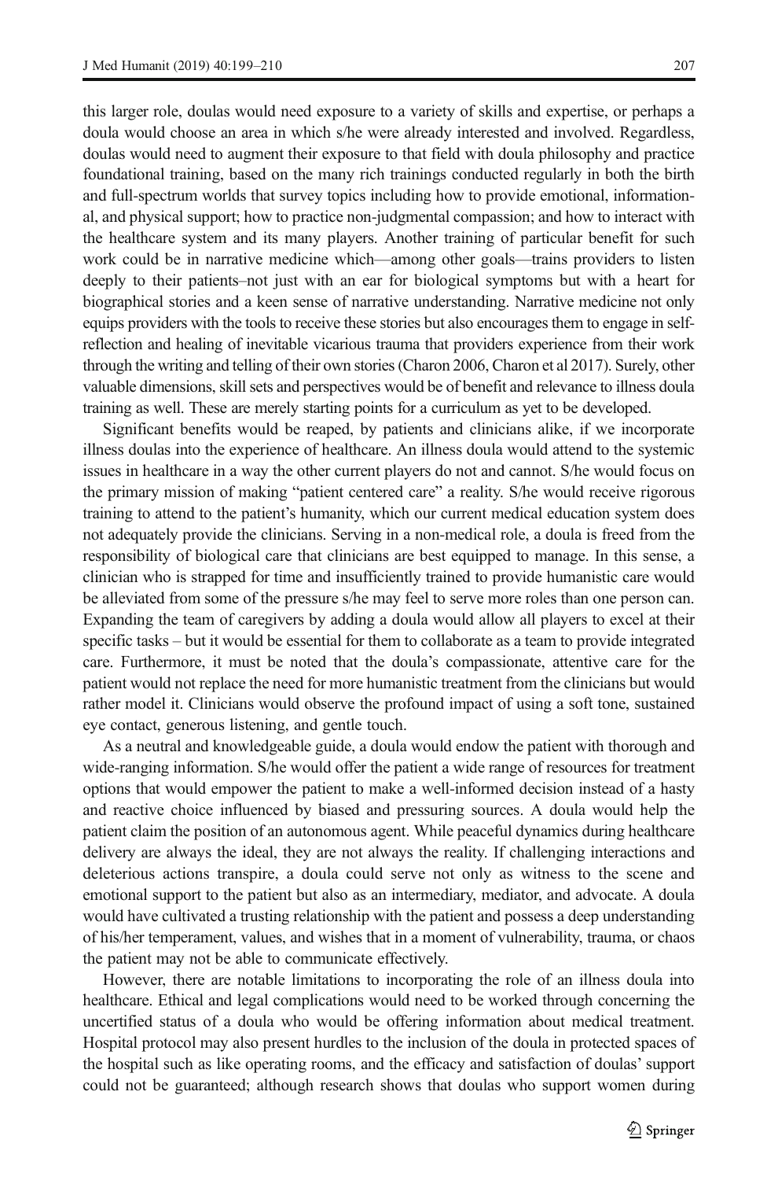this larger role, doulas would need exposure to a variety of skills and expertise, or perhaps a doula would choose an area in which s/he were already interested and involved. Regardless, doulas would need to augment their exposure to that field with doula philosophy and practice foundational training, based on the many rich trainings conducted regularly in both the birth and full-spectrum worlds that survey topics including how to provide emotional, informational, and physical support; how to practice non-judgmental compassion; and how to interact with the healthcare system and its many players. Another training of particular benefit for such work could be in narrative medicine which—among other goals—trains providers to listen deeply to their patients–not just with an ear for biological symptoms but with a heart for biographical stories and a keen sense of narrative understanding. Narrative medicine not only equips providers with the tools to receive these stories but also encourages them to engage in self-reflection and healing of inevitable vicarious trauma that providers experience from their work through the writing and telling of their own stories (Charon 2006, Charon et al 2017). Surely, other valuable dimensions, skill sets and perspectives would be of benefit and relevance to illness doula training as well. These are merely starting points for a curriculum as yet to be developed.

Significant benefits would be reaped, by patients and clinicians alike, if we incorporate illness doulas into the experience of healthcare. An illness doula would attend to the systemic issues in healthcare in a way the other current players do not and cannot. S/he would focus on the primary mission of making "patient centered care" a reality. S/he would receive rigorous training to attend to the patient's humanity, which our current medical education system does not adequately provide the clinicians. Serving in a non-medical role, a doula is freed from the responsibility of biological care that clinicians are best equipped to manage. In this sense, a clinician who is strapped for time and insufficiently trained to provide humanistic care would be alleviated from some of the pressure s/he may feel to serve more roles than one person can. Expanding the team of caregivers by adding a doula would allow all players to excel at their specific tasks – but it would be essential for them to collaborate as a team to provide integrated care. Furthermore, it must be noted that the doula's compassionate, attentive care for the patient would not replace the need for more humanistic treatment from the clinicians but would rather model it. Clinicians would observe the profound impact of using a soft tone, sustained eye contact, generous listening, and gentle touch.

As a neutral and knowledgeable guide, a doula would endow the patient with thorough and wide-ranging information. S/he would offer the patient a wide range of resources for treatment options that would empower the patient to make a well-informed decision instead of a hasty and reactive choice influenced by biased and pressuring sources. A doula would help the patient claim the position of an autonomous agent. While peaceful dynamics during healthcare delivery are always the ideal, they are not always the reality. If challenging interactions and deleterious actions transpire, a doula could serve not only as witness to the scene and emotional support to the patient but also as an intermediary, mediator, and advocate. A doula would have cultivated a trusting relationship with the patient and possess a deep understanding of his/her temperament, values, and wishes that in a moment of vulnerability, trauma, or chaos the patient may not be able to communicate effectively.

However, there are notable limitations to incorporating the role of an illness doula into healthcare. Ethical and legal complications would need to be worked through concerning the uncertified status of a doula who would be offering information about medical treatment. Hospital protocol may also present hurdles to the inclusion of the doula in protected spaces of the hospital such as like operating rooms, and the efficacy and satisfaction of doulas' support could not be guaranteed; although research shows that doulas who support women during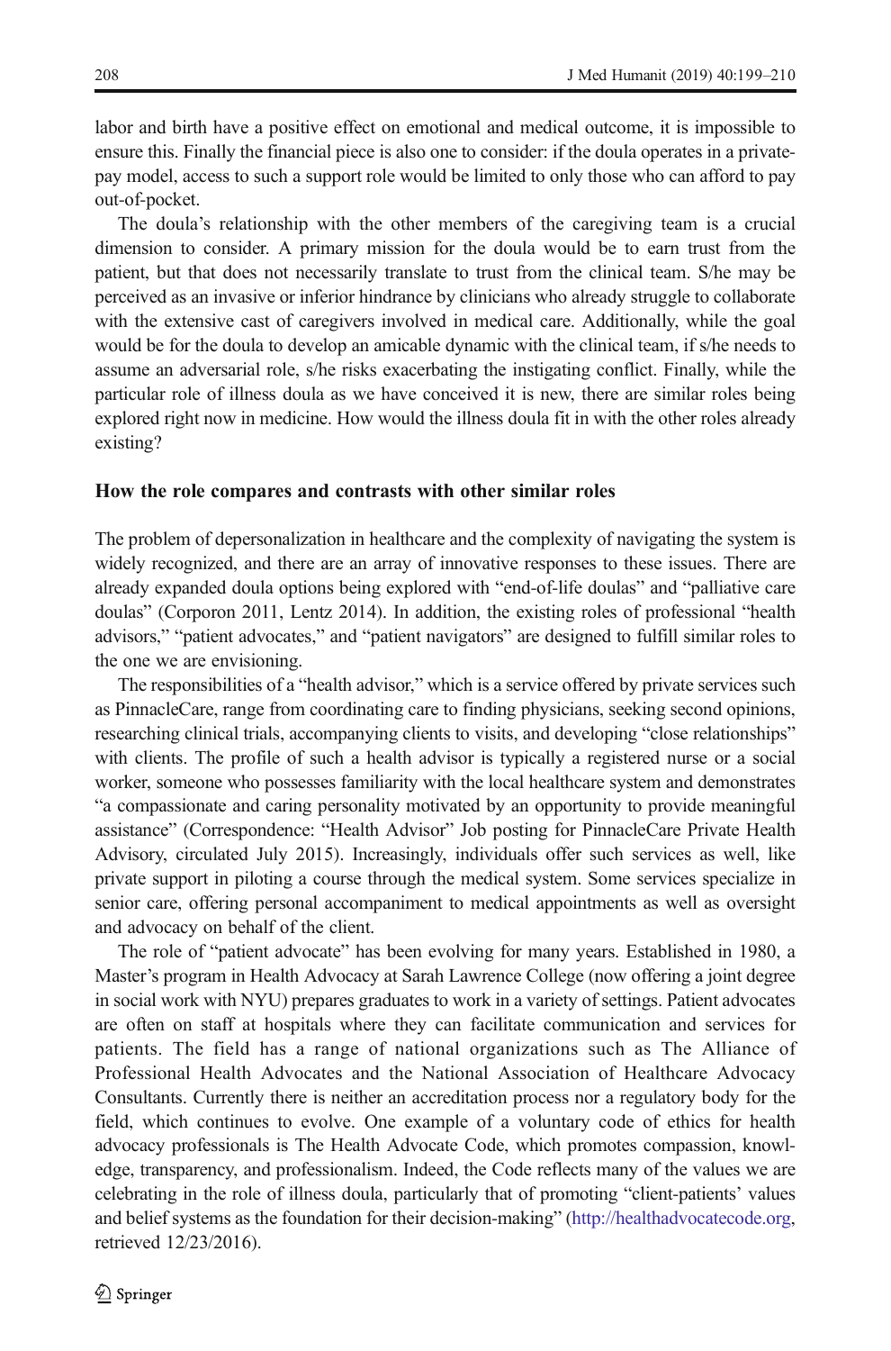labor and birth have a positive effect on emotional and medical outcome, it is impossible to ensure this. Finally the financial piece is also one to consider: if the doula operates in a private-pay model, access to such a support role would be limited to only those who can afford to pay out-of-pocket.

The doula's relationship with the other members of the caregiving team is a crucial dimension to consider. A primary mission for the doula would be to earn trust from the patient, but that does not necessarily translate to trust from the clinical team. S/he may be perceived as an invasive or inferior hindrance by clinicians who already struggle to collaborate with the extensive cast of caregivers involved in medical care. Additionally, while the goal would be for the doula to develop an amicable dynamic with the clinical team, if s/he needs to assume an adversarial role, s/he risks exacerbating the instigating conflict. Finally, while the particular role of illness doula as we have conceived it is new, there are similar roles being explored right now in medicine. How would the illness doula fit in with the other roles already existing?

### How the role compares and contrasts with other similar roles

The problem of depersonalization in healthcare and the complexity of navigating the system is widely recognized, and there are an array of innovative responses to these issues. There are already expanded doula options being explored with "end-of-life doulas" and "palliative care doulas" (Corporon 2011, Lentz 2014). In addition, the existing roles of professional "health advisors," "patient advocates," and "patient navigators" are designed to fulfill similar roles to the one we are envisioning.

The responsibilities of a "health advisor," which is a service offered by private services such as PinnacleCare, range from coordinating care to finding physicians, seeking second opinions, researching clinical trials, accompanying clients to visits, and developing "close relationships" with clients. The profile of such a health advisor is typically a registered nurse or a social worker, someone who possesses familiarity with the local healthcare system and demonstrates "a compassionate and caring personality motivated by an opportunity to provide meaningful assistance" (Correspondence: "Health Advisor" Job posting for PinnacleCare Private Health Advisory, circulated July 2015). Increasingly, individuals offer such services as well, like private support in piloting a course through the medical system. Some services specialize in senior care, offering personal accompaniment to medical appointments as well as oversight and advocacy on behalf of the client.

The role of "patient advocate" has been evolving for many years. Established in 1980, a Master's program in Health Advocacy at Sarah Lawrence College (now offering a joint degree in social work with NYU) prepares graduates to work in a variety of settings. Patient advocates are often on staff at hospitals where they can facilitate communication and services for patients. The field has a range of national organizations such as The Alliance of Professional Health Advocates and the National Association of Healthcare Advocacy Consultants. Currently there is neither an accreditation process nor a regulatory body for the field, which continues to evolve. One example of a voluntary code of ethics for health advocacy professionals is The Health Advocate Code, which promotes compassion, knowledge, transparency, and professionalism. Indeed, the Code reflects many of the values we are celebrating in the role of illness doula, particularly that of promoting "client-patients' values and belief systems as the foundation for their decision-making" (http://healthadvocatecode.org, retrieved 12/23/2016).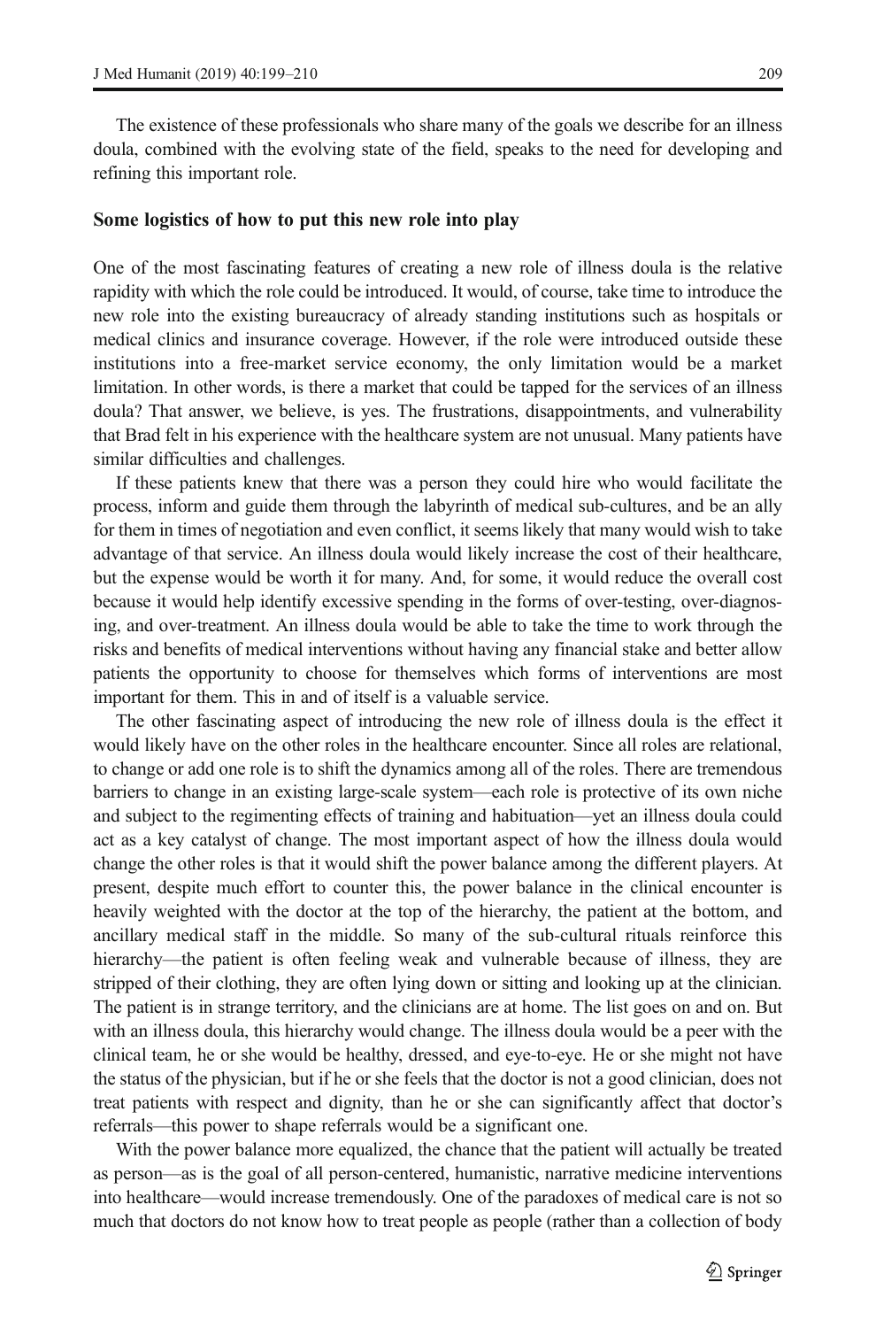The existence of these professionals who share many of the goals we describe for an illness doula, combined with the evolving state of the field, speaks to the need for developing and refining this important role.

## Some logistics of how to put this new role into play

One of the most fascinating features of creating a new role of illness doula is the relative rapidity with which the role could be introduced. It would, of course, take time to introduce the new role into the existing bureaucracy of already standing institutions such as hospitals or medical clinics and insurance coverage. However, if the role were introduced outside these institutions into a free-market service economy, the only limitation would be a market limitation. In other words, is there a market that could be tapped for the services of an illness doula? That answer, we believe, is yes. The frustrations, disappointments, and vulnerability that Brad felt in his experience with the healthcare system are not unusual. Many patients have similar difficulties and challenges.

If these patients knew that there was a person they could hire who would facilitate the process, inform and guide them through the labyrinth of medical sub-cultures, and be an ally for them in times of negotiation and even conflict, it seems likely that many would wish to take advantage of that service. An illness doula would likely increase the cost of their healthcare, but the expense would be worth it for many. And, for some, it would reduce the overall cost because it would help identify excessive spending in the forms of over-testing, over-diagnosing, and over-treatment. An illness doula would be able to take the time to work through the risks and benefits of medical interventions without having any financial stake and better allow patients the opportunity to choose for themselves which forms of interventions are most important for them. This in and of itself is a valuable service.

The other fascinating aspect of introducing the new role of illness doula is the effect it would likely have on the other roles in the healthcare encounter. Since all roles are relational, to change or add one role is to shift the dynamics among all of the roles. There are tremendous barriers to change in an existing large-scale system—each role is protective of its own niche and subject to the regimenting effects of training and habituation—yet an illness doula could act as a key catalyst of change. The most important aspect of how the illness doula would change the other roles is that it would shift the power balance among the different players. At present, despite much effort to counter this, the power balance in the clinical encounter is heavily weighted with the doctor at the top of the hierarchy, the patient at the bottom, and ancillary medical staff in the middle. So many of the sub-cultural rituals reinforce this hierarchy—the patient is often feeling weak and vulnerable because of illness, they are stripped of their clothing, they are often lying down or sitting and looking up at the clinician. The patient is in strange territory, and the clinicians are at home. The list goes on and on. But with an illness doula, this hierarchy would change. The illness doula would be a peer with the clinical team, he or she would be healthy, dressed, and eye-to-eye. He or she might not have the status of the physician, but if he or she feels that the doctor is not a good clinician, does not treat patients with respect and dignity, than he or she can significantly affect that doctor's referrals—this power to shape referrals would be a significant one.

With the power balance more equalized, the chance that the patient will actually be treated as person—as is the goal of all person-centered, humanistic, narrative medicine interventions into healthcare—would increase tremendously. One of the paradoxes of medical care is not so much that doctors do not know how to treat people as people (rather than a collection of body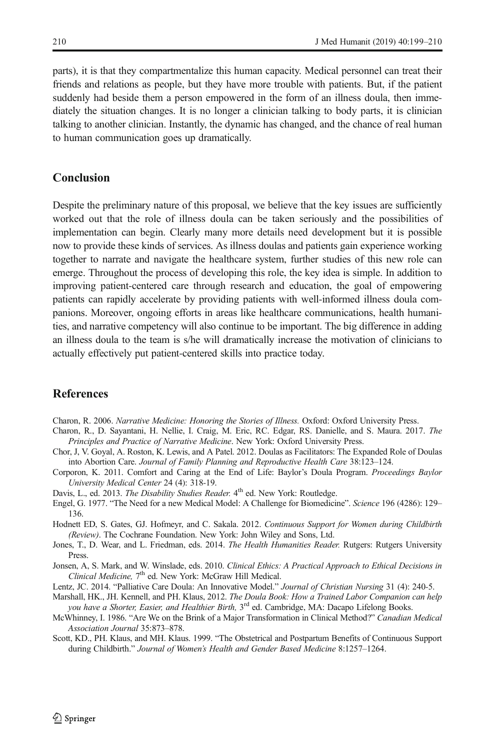parts), it is that they compartmentalize this human capacity. Medical personnel can treat their friends and relations as people, but they have more trouble with patients. But, if the patient suddenly had beside them a person empowered in the form of an illness doula, then immediately the situation changes. It is no longer a clinician talking to body parts, it is clinician talking to another clinician. Instantly, the dynamic has changed, and the chance of real human to human communication goes up dramatically.

## Conclusion

Despite the preliminary nature of this proposal, we believe that the key issues are sufficiently worked out that the role of illness doula can be taken seriously and the possibilities of implementation can begin. Clearly many more details need development but it is possible now to provide these kinds of services. As illness doulas and patients gain experience working together to narrate and navigate the healthcare system, further studies of this new role can emerge. Throughout the process of developing this role, the key idea is simple. In addition to improving patient-centered care through research and education, the goal of empowering patients can rapidly accelerate by providing patients with well-informed illness doula companions. Moreover, ongoing efforts in areas like healthcare communications, health humanities, and narrative competency will also continue to be important. The big difference in adding an illness doula to the team is s/he will dramatically increase the motivation of clinicians to actually effectively put patient-centered skills into practice today.

## References

Charon, R. 2006. *Narrative Medicine: Honoring the Stories of Illness.* Oxford: Oxford University Press.

Charon, R., D. Sayantani, H. Nellie, I. Craig, M. Eric, RC. Edgar, RS. Danielle, and S. Maura. 2017. *The Principles and Practice of Narrative Medicine*. New York: Oxford University Press.

Chor, J, V. Goyal, A. Roston, K. Lewis, and A Patel. 2012. Doulas as Facilitators: The Expanded Role of Doulas into Abortion Care. *Journal of Family Planning and Reproductive Health Care* 38:123–124.

Corporon, K. 2011. Comfort and Caring at the End of Life: Baylor's Doula Program. *Proceedings Baylor University Medical Center* 24 (4): 318-19.

Davis, L., ed. 2013. *The Disability Studies Reader.* 4th ed. New York: Routledge.

Engel, G. 1977. "The Need for a new Medical Model: A Challenge for Biomedicine". *Science* 196 (4286): 129–136.

Hodnett ED, S. Gates, GJ. Hofmeyr, and C. Sakala. 2012. *Continuous Support for Women during Childbirth (Review)*. The Cochrane Foundation. New York: John Wiley and Sons, Ltd.

Jones, T., D. Wear, and L. Friedman, eds. 2014. *The Health Humanities Reader.* Rutgers: Rutgers University Press.

Jonsen, A, S. Mark, and W. Winslade, eds. 2010. *Clinical Ethics: A Practical Approach to Ethical Decisions in Clinical Medicine,* 7th ed. New York: McGraw Hill Medical.

Lentz, JC. 2014. "Palliative Care Doula: An Innovative Model." *Journal of Christian Nursing* 31 (4): 240-5.

Marshall, HK., JH. Kennell, and PH. Klaus, 2012. *The Doula Book: How a Trained Labor Companion can help you have a Shorter, Easier, and Healthier Birth,* 3rd ed. Cambridge, MA: Dacapo Lifelong Books.

McWhinney, I. 1986. "Are We on the Brink of a Major Transformation in Clinical Method?" *Canadian Medical Association Journal* 35:873–878.

Scott, KD., PH. Klaus, and MH. Klaus. 1999. "The Obstetrical and Postpartum Benefits of Continuous Support during Childbirth." *Journal of Women's Health and Gender Based Medicine* 8:1257–1264.